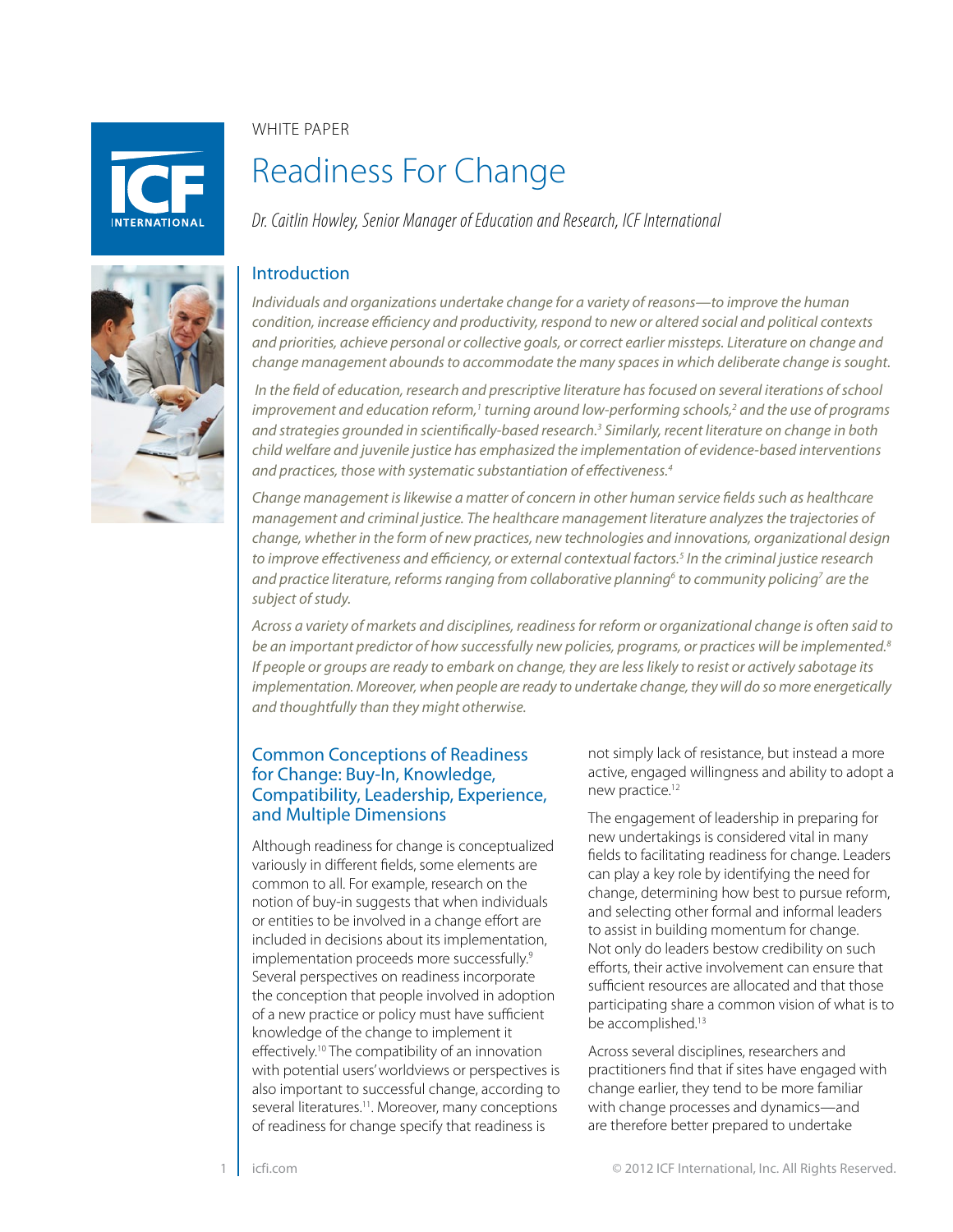WHITE PAPER

# Readiness For Change

*Dr. Caitlin Howley, Senior Manager of Education and Research, ICF International*

## Introduction

*Individuals and organizations undertake change for a variety of reasons—to improve the human condition, increase efficiency and productivity, respond to new or altered social and political contexts and priorities, achieve personal or collective goals, or correct earlier missteps. Literature on change and change management abounds to accommodate the many spaces in which deliberate change is sought.*

*In the field of education, research and prescriptive literature has focused on several iterations of school improvement and education reform,[1] turning around low-performing schools,[2] and the use of programs and strategies grounded in scientifically-based research.[3] Similarly, recent literature on change in both child welfare and juvenile justice has emphasized the implementation of evidence-based interventions and practices, those with systematic substantiation of effectiveness.[4]*

*Change management is likewise a matter of concern in other human service fields such as healthcare management and criminal justice. The healthcare management literature analyzes the trajectories of change, whether in the form of new practices, new technologies and innovations, organizational design to improve effectiveness and efficiency, or external contextual factors.[5] In the criminal justice research and practice literature, reforms ranging from collaborative planning[6] to community policing[7] are the subject of study.*

*Across a variety of markets and disciplines, readiness for reform or organizational change is often said to be an important predictor of how successfully new policies, programs, or practices will be implemented.[8] If people or groups are ready to embark on change, they are less likely to resist or actively sabotage its implementation. Moreover, when people are ready to undertake change, they will do so more energetically and thoughtfully than they might otherwise.*

## Common Conceptions of Readiness for Change: Buy-In, Knowledge, Compatibility, Leadership, Experience, and Multiple Dimensions

Although readiness for change is conceptualized variously in different fields, some elements are common to all. For example, research on the notion of buy-in suggests that when individuals or entities to be involved in a change effort are included in decisions about its implementation, implementation proceeds more successfully.[9] Several perspectives on readiness incorporate the conception that people involved in adoption of a new practice or policy must have sufficient knowledge of the change to implement it effectively.[10] The compatibility of an innovation with potential users' worldviews or perspectives is also important to successful change, according to several literatures.[11]. Moreover, many conceptions of readiness for change specify that readiness is not simply lack of resistance, but instead a more active, engaged willingness and ability to adopt a new practice.[12]

The engagement of leadership in preparing for new undertakings is considered vital in many fields to facilitating readiness for change. Leaders can play a key role by identifying the need for change, determining how best to pursue reform, and selecting other formal and informal leaders to assist in building momentum for change. Not only do leaders bestow credibility on such efforts, their active involvement can ensure that sufficient resources are allocated and that those participating share a common vision of what is to be accomplished.[13]

Across several disciplines, researchers and practitioners find that if sites have engaged with change earlier, they tend to be more familiar with change processes and dynamics—and are therefore better prepared to undertake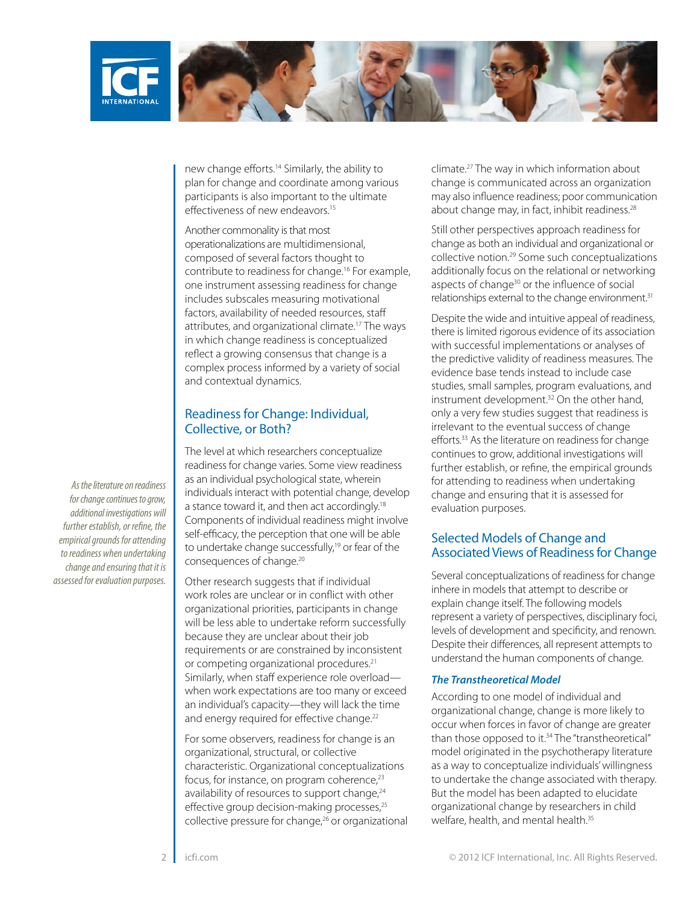new change efforts.[14] Similarly, the ability to plan for change and coordinate among various participants is also important to the ultimate effectiveness of new endeavors.[15]

Another commonality is that most operationalizations are multidimensional, composed of several factors thought to contribute to readiness for change.[16] For example, one instrument assessing readiness for change includes subscales measuring motivational factors, availability of needed resources, staff attributes, and organizational climate.[17] The ways in which change readiness is conceptualized reflect a growing consensus that change is a complex process informed by a variety of social and contextual dynamics.

## Readiness for Change: Individual, Collective, or Both?

The level at which researchers conceptualize readiness for change varies. Some view readiness as an individual psychological state, wherein individuals interact with potential change, develop a stance toward it, and then act accordingly.[18] Components of individual readiness might involve self-efficacy, the perception that one will be able to undertake change successfully,[19] or fear of the consequences of change.[20]

Other research suggests that if individual work roles are unclear or in conflict with other organizational priorities, participants in change will be less able to undertake reform successfully because they are unclear about their job requirements or are constrained by inconsistent or competing organizational procedures.[21] Similarly, when staff experience role overload—when work expectations are too many or exceed an individual's capacity—they will lack the time and energy required for effective change.[22]

For some observers, readiness for change is an organizational, structural, or collective characteristic. Organizational conceptualizations focus, for instance, on program coherence,[23] availability of resources to support change,[24] effective group decision-making processes,[25] collective pressure for change,[26] or organizational climate.[27] The way in which information about change is communicated across an organization may also influence readiness; poor communication about change may, in fact, inhibit readiness.[28]

Still other perspectives approach readiness for change as both an individual and organizational or collective notion.[29] Some such conceptualizations additionally focus on the relational or networking aspects of change[30] or the influence of social relationships external to the change environment.[31]

Despite the wide and intuitive appeal of readiness, there is limited rigorous evidence of its association with successful implementations or analyses of the predictive validity of readiness measures. The evidence base tends instead to include case studies, small samples, program evaluations, and instrument development.[32] On the other hand, only a very few studies suggest that readiness is irrelevant to the eventual success of change efforts.[33] As the literature on readiness for change continues to grow, additional investigations will further establish, or refine, the empirical grounds for attending to readiness when undertaking change and ensuring that it is assessed for evaluation purposes.

*As the literature on readiness for change continues to grow, additional investigations will further establish, or refine, the empirical grounds for attending to readiness when undertaking change and ensuring that it is assessed for evaluation purposes.*

## Selected Models of Change and Associated Views of Readiness for Change

Several conceptualizations of readiness for change inhere in models that attempt to describe or explain change itself. The following models represent a variety of perspectives, disciplinary foci, levels of development and specificity, and renown. Despite their differences, all represent attempts to understand the human components of change.

### *The Transtheoretical Model*

According to one model of individual and organizational change, change is more likely to occur when forces in favor of change are greater than those opposed to it.[34] The "transtheoretical" model originated in the psychotherapy literature as a way to conceptualize individuals' willingness to undertake the change associated with therapy. But the model has been adapted to elucidate organizational change by researchers in child welfare, health, and mental health.[35]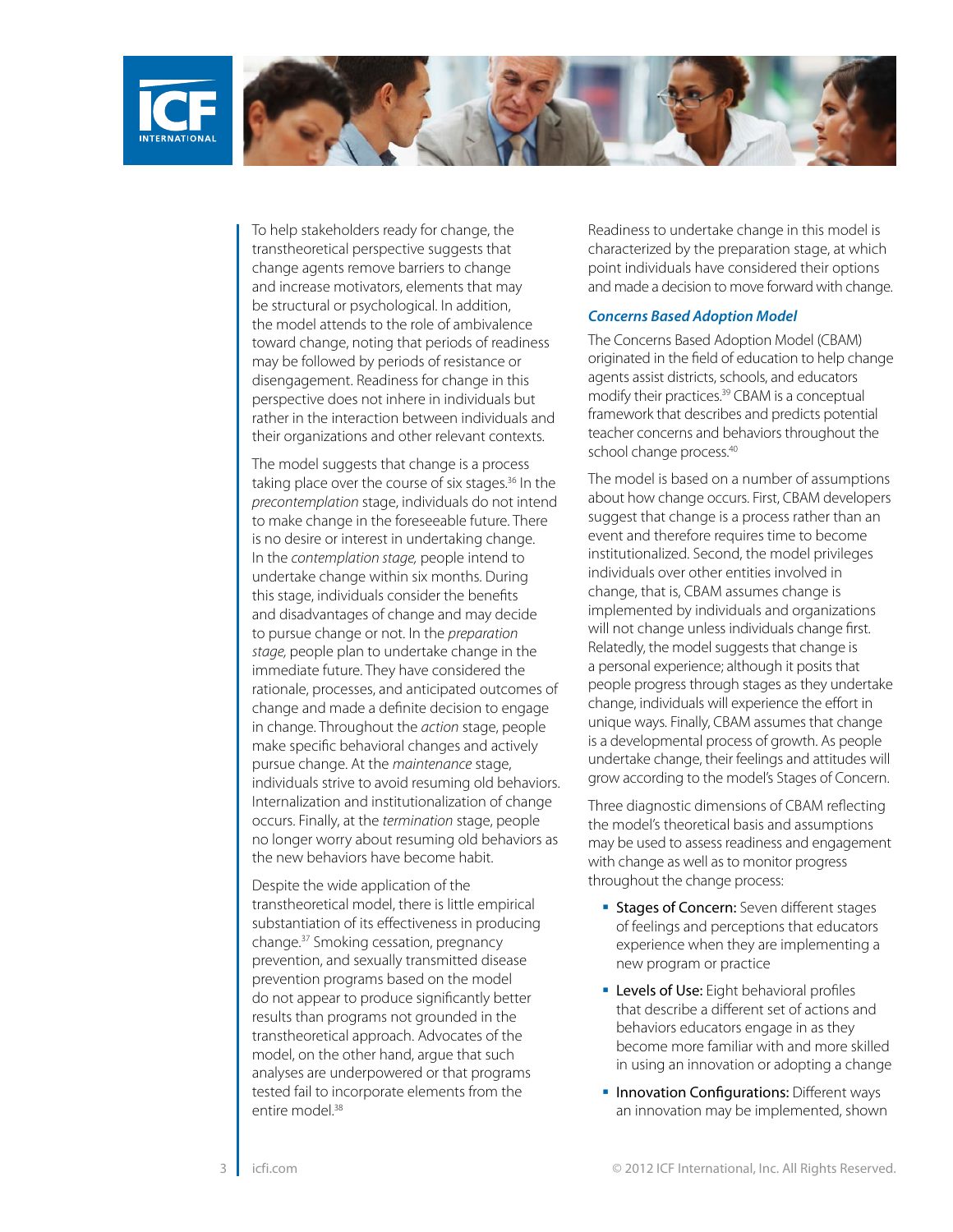To help stakeholders ready for change, the transtheoretical perspective suggests that change agents remove barriers to change and increase motivators, elements that may be structural or psychological. In addition, the model attends to the role of ambivalence toward change, noting that periods of readiness may be followed by periods of resistance or disengagement. Readiness for change in this perspective does not inhere in individuals but rather in the interaction between individuals and their organizations and other relevant contexts.

The model suggests that change is a process taking place over the course of six stages.[36] In the *precontemplation* stage, individuals do not intend to make change in the foreseeable future. There is no desire or interest in undertaking change. In the *contemplation stage,* people intend to undertake change within six months. During this stage, individuals consider the benefits and disadvantages of change and may decide to pursue change or not. In the *preparation stage,* people plan to undertake change in the immediate future. They have considered the rationale, processes, and anticipated outcomes of change and made a definite decision to engage in change. Throughout the *action* stage, people make specific behavioral changes and actively pursue change. At the *maintenance* stage, individuals strive to avoid resuming old behaviors. Internalization and institutionalization of change occurs. Finally, at the *termination* stage, people no longer worry about resuming old behaviors as the new behaviors have become habit.

Despite the wide application of the transtheoretical model, there is little empirical substantiation of its effectiveness in producing change.[37] Smoking cessation, pregnancy prevention, and sexually transmitted disease prevention programs based on the model do not appear to produce significantly better results than programs not grounded in the transtheoretical approach. Advocates of the model, on the other hand, argue that such analyses are underpowered or that programs tested fail to incorporate elements from the entire model.[38]

Readiness to undertake change in this model is characterized by the preparation stage, at which point individuals have considered their options and made a decision to move forward with change.

### *Concerns Based Adoption Model*

The Concerns Based Adoption Model (CBAM) originated in the field of education to help change agents assist districts, schools, and educators modify their practices.[39] CBAM is a conceptual framework that describes and predicts potential teacher concerns and behaviors throughout the school change process.[40]

The model is based on a number of assumptions about how change occurs. First, CBAM developers suggest that change is a process rather than an event and therefore requires time to become institutionalized. Second, the model privileges individuals over other entities involved in change, that is, CBAM assumes change is implemented by individuals and organizations will not change unless individuals change first. Relatedly, the model suggests that change is a personal experience; although it posits that people progress through stages as they undertake change, individuals will experience the effort in unique ways. Finally, CBAM assumes that change is a developmental process of growth. As people undertake change, their feelings and attitudes will grow according to the model's Stages of Concern.

Three diagnostic dimensions of CBAM reflecting the model's theoretical basis and assumptions may be used to assess readiness and engagement with change as well as to monitor progress throughout the change process:

- Stages of Concern: Seven different stages of feelings and perceptions that educators experience when they are implementing a new program or practice
- Levels of Use: Eight behavioral profiles that describe a different set of actions and behaviors educators engage in as they become more familiar with and more skilled in using an innovation or adopting a change
- Innovation Configurations: Different ways an innovation may be implemented, shown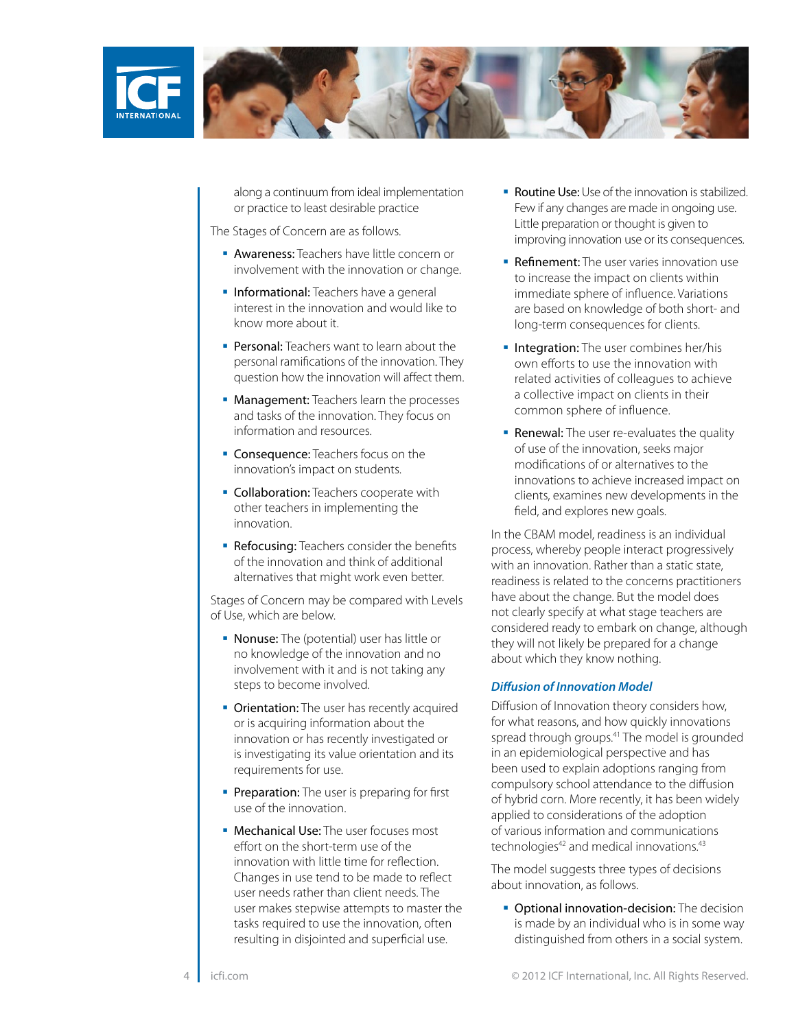along a continuum from ideal implementation or practice to least desirable practice

The Stages of Concern are as follows.

- **Awareness:** Teachers have little concern or involvement with the innovation or change.
- **Informational:** Teachers have a general interest in the innovation and would like to know more about it.
- **Personal:** Teachers want to learn about the personal ramifications of the innovation. They question how the innovation will affect them.
- **Management:** Teachers learn the processes and tasks of the innovation. They focus on information and resources.
- **Consequence:** Teachers focus on the innovation's impact on students.
- **Collaboration:** Teachers cooperate with other teachers in implementing the innovation.
- **Refocusing:** Teachers consider the benefits of the innovation and think of additional alternatives that might work even better.

Stages of Concern may be compared with Levels of Use, which are below.

- **Nonuse:** The (potential) user has little or no knowledge of the innovation and no involvement with it and is not taking any steps to become involved.
- **Orientation:** The user has recently acquired or is acquiring information about the innovation or has recently investigated or is investigating its value orientation and its requirements for use.
- **Preparation:** The user is preparing for first use of the innovation.
- **Mechanical Use:** The user focuses most effort on the short-term use of the innovation with little time for reflection. Changes in use tend to be made to reflect user needs rather than client needs. The user makes stepwise attempts to master the tasks required to use the innovation, often resulting in disjointed and superficial use.
- **Routine Use:** Use of the innovation is stabilized. Few if any changes are made in ongoing use. Little preparation or thought is given to improving innovation use or its consequences.
- **Refinement:** The user varies innovation use to increase the impact on clients within immediate sphere of influence. Variations are based on knowledge of both short- and long-term consequences for clients.
- **Integration:** The user combines her/his own efforts to use the innovation with related activities of colleagues to achieve a collective impact on clients in their common sphere of influence.
- **Renewal:** The user re-evaluates the quality of use of the innovation, seeks major modifications of or alternatives to the innovations to achieve increased impact on clients, examines new developments in the field, and explores new goals.

In the CBAM model, readiness is an individual process, whereby people interact progressively with an innovation. Rather than a static state, readiness is related to the concerns practitioners have about the change. But the model does not clearly specify at what stage teachers are considered ready to embark on change, although they will not likely be prepared for a change about which they know nothing.

### *Diffusion of Innovation Model*

Diffusion of Innovation theory considers how, for what reasons, and how quickly innovations spread through groups.[41] The model is grounded in an epidemiological perspective and has been used to explain adoptions ranging from compulsory school attendance to the diffusion of hybrid corn. More recently, it has been widely applied to considerations of the adoption of various information and communications technologies[42] and medical innovations.[43]

The model suggests three types of decisions about innovation, as follows.

- **Optional innovation-decision:** The decision is made by an individual who is in some way distinguished from others in a social system.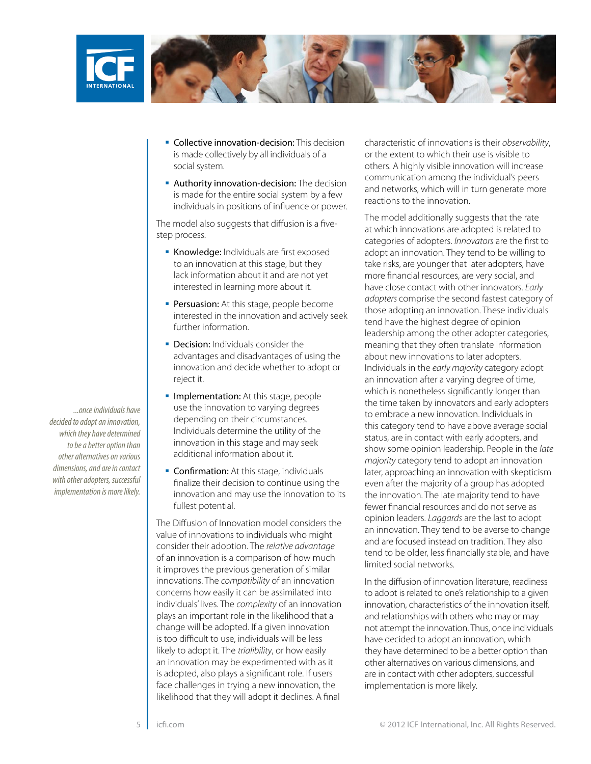- **Collective innovation-decision:** This decision is made collectively by all individuals of a social system.
- **Authority innovation-decision:** The decision is made for the entire social system by a few individuals in positions of influence or power.

The model also suggests that diffusion is a five-step process.

- **Knowledge:** Individuals are first exposed to an innovation at this stage, but they lack information about it and are not yet interested in learning more about it.
- **Persuasion:** At this stage, people become interested in the innovation and actively seek further information.
- **Decision:** Individuals consider the advantages and disadvantages of using the innovation and decide whether to adopt or reject it.
- **Implementation:** At this stage, people use the innovation to varying degrees depending on their circumstances. Individuals determine the utility of the innovation in this stage and may seek additional information about it.
- **Confirmation:** At this stage, individuals finalize their decision to continue using the innovation and may use the innovation to its fullest potential.

The Diffusion of Innovation model considers the value of innovations to individuals who might consider their adoption. The *relative advantage* of an innovation is a comparison of how much it improves the previous generation of similar innovations. The *compatibility* of an innovation concerns how easily it can be assimilated into individuals' lives. The *complexity* of an innovation plays an important role in the likelihood that a change will be adopted. If a given innovation is too difficult to use, individuals will be less likely to adopt it. The *trialibility*, or how easily an innovation may be experimented with as it is adopted, also plays a significant role. If users face challenges in trying a new innovation, the likelihood that they will adopt it declines. A final characteristic of innovations is their *observability*, or the extent to which their use is visible to others. A highly visible innovation will increase communication among the individual's peers and networks, which will in turn generate more reactions to the innovation.

The model additionally suggests that the rate at which innovations are adopted is related to categories of adopters. *Innovators* are the first to adopt an innovation. They tend to be willing to take risks, are younger that later adopters, have more financial resources, are very social, and have close contact with other innovators. *Early adopters* comprise the second fastest category of those adopting an innovation. These individuals tend have the highest degree of opinion leadership among the other adopter categories, meaning that they often translate information about new innovations to later adopters. Individuals in the *early majority* category adopt an innovation after a varying degree of time, which is nonetheless significantly longer than the time taken by innovators and early adopters to embrace a new innovation. Individuals in this category tend to have above average social status, are in contact with early adopters, and show some opinion leadership. People in the *late majority* category tend to adopt an innovation later, approaching an innovation with skepticism even after the majority of a group has adopted the innovation. The late majority tend to have fewer financial resources and do not serve as opinion leaders. *Laggards* are the last to adopt an innovation. They tend to be averse to change and are focused instead on tradition. They also tend to be older, less financially stable, and have limited social networks.

In the diffusion of innovation literature, readiness to adopt is related to one's relationship to a given innovation, characteristics of the innovation itself, and relationships with others who may or may not attempt the innovation. Thus, once individuals have decided to adopt an innovation, which they have determined to be a better option than other alternatives on various dimensions, and are in contact with other adopters, successful implementation is more likely.

*...once individuals have decided to adopt an innovation, which they have determined to be a better option than other alternatives on various dimensions, and are in contact with other adopters, successful implementation is more likely.*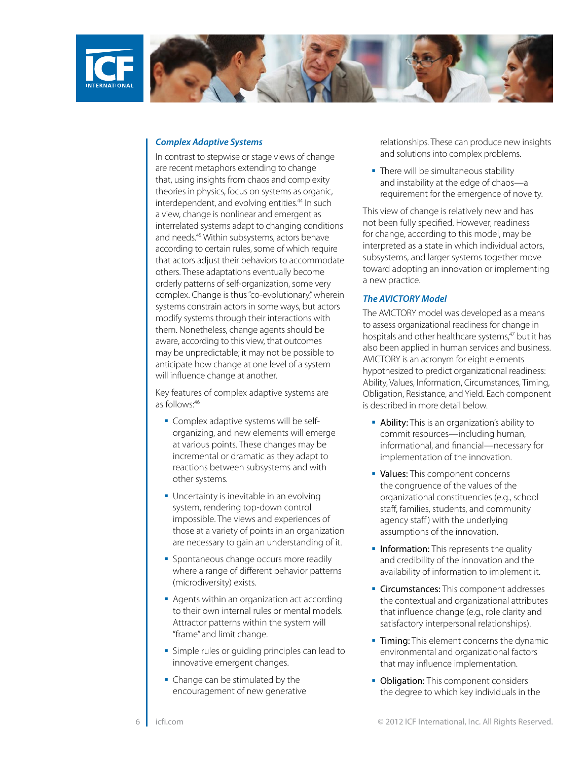### *Complex Adaptive Systems*

In contrast to stepwise or stage views of change are recent metaphors extending to change that, using insights from chaos and complexity theories in physics, focus on systems as organic, interdependent, and evolving entities.[44] In such a view, change is nonlinear and emergent as interrelated systems adapt to changing conditions and needs.[45] Within subsystems, actors behave according to certain rules, some of which require that actors adjust their behaviors to accommodate others. These adaptations eventually become orderly patterns of self-organization, some very complex. Change is thus "co-evolutionary," wherein systems constrain actors in some ways, but actors modify systems through their interactions with them. Nonetheless, change agents should be aware, according to this view, that outcomes may be unpredictable; it may not be possible to anticipate how change at one level of a system will influence change at another.

Key features of complex adaptive systems are as follows:[46]

- Complex adaptive systems will be self-organizing, and new elements will emerge at various points. These changes may be incremental or dramatic as they adapt to reactions between subsystems and with other systems.
- Uncertainty is inevitable in an evolving system, rendering top-down control impossible. The views and experiences of those at a variety of points in an organization are necessary to gain an understanding of it.
- Spontaneous change occurs more readily where a range of different behavior patterns (microdiversity) exists.
- Agents within an organization act according to their own internal rules or mental models. Attractor patterns within the system will "frame" and limit change.
- Simple rules or guiding principles can lead to innovative emergent changes.
- Change can be stimulated by the encouragement of new generative relationships. These can produce new insights and solutions into complex problems.
- There will be simultaneous stability and instability at the edge of chaos—a requirement for the emergence of novelty.

This view of change is relatively new and has not been fully specified. However, readiness for change, according to this model, may be interpreted as a state in which individual actors, subsystems, and larger systems together move toward adopting an innovation or implementing a new practice.

### *The AVICTORY Model*

The AVICTORY model was developed as a means to assess organizational readiness for change in hospitals and other healthcare systems,[47] but it has also been applied in human services and business. AVICTORY is an acronym for eight elements hypothesized to predict organizational readiness: Ability, Values, Information, Circumstances, Timing, Obligation, Resistance, and Yield. Each component is described in more detail below.

- **Ability:** This is an organization's ability to commit resources—including human, informational, and financial—necessary for implementation of the innovation.
- **Values:** This component concerns the congruence of the values of the organizational constituencies (e.g., school staff, families, students, and community agency staff) with the underlying assumptions of the innovation.
- **Information:** This represents the quality and credibility of the innovation and the availability of information to implement it.
- **Circumstances:** This component addresses the contextual and organizational attributes that influence change (e.g., role clarity and satisfactory interpersonal relationships).
- **Timing:** This element concerns the dynamic environmental and organizational factors that may influence implementation.
- **Obligation:** This component considers the degree to which key individuals in the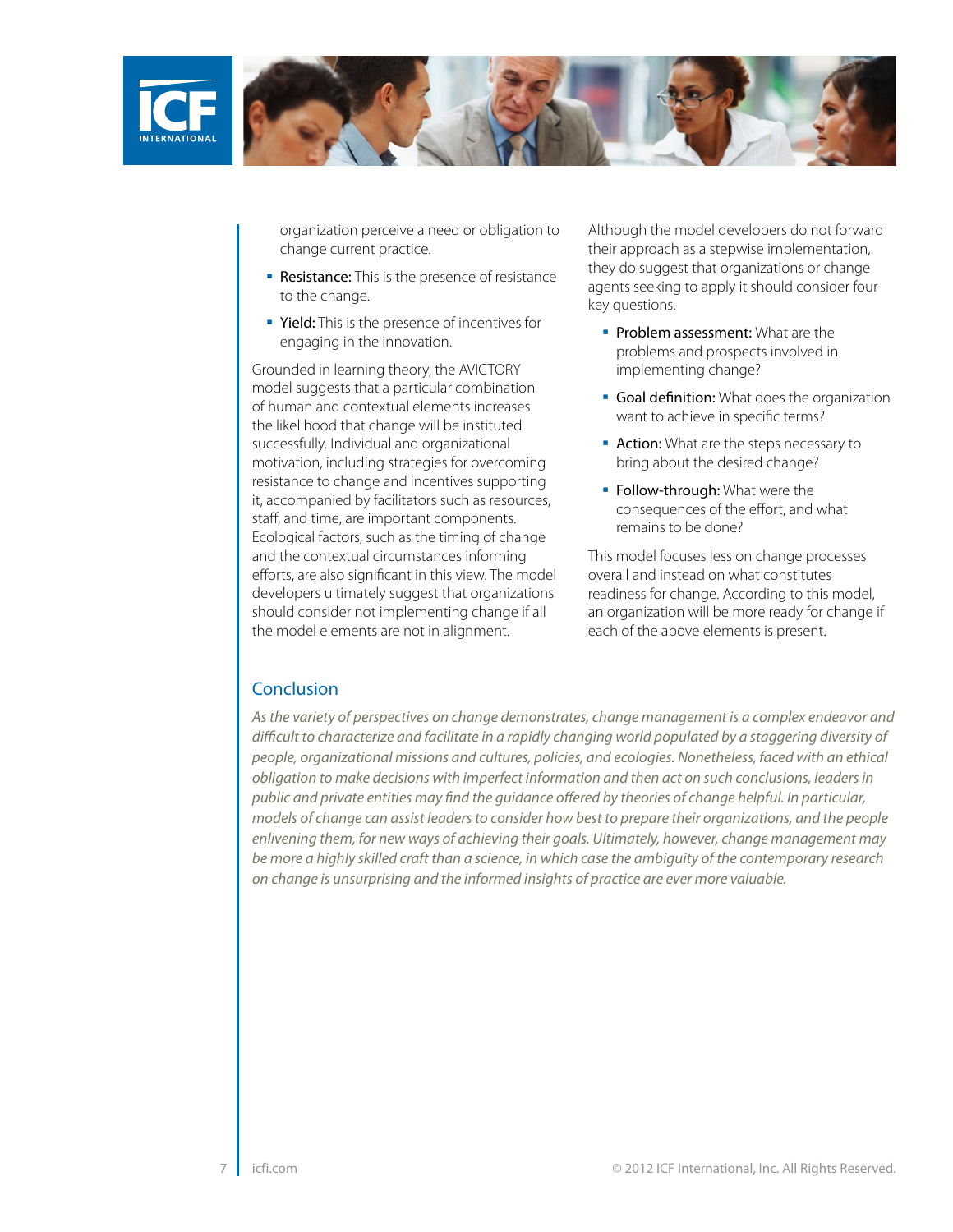organization perceive a need or obligation to change current practice.

- **Resistance:** This is the presence of resistance to the change.
- **Yield:** This is the presence of incentives for engaging in the innovation.

Grounded in learning theory, the AVICTORY model suggests that a particular combination of human and contextual elements increases the likelihood that change will be instituted successfully. Individual and organizational motivation, including strategies for overcoming resistance to change and incentives supporting it, accompanied by facilitators such as resources, staff, and time, are important components. Ecological factors, such as the timing of change and the contextual circumstances informing efforts, are also significant in this view. The model developers ultimately suggest that organizations should consider not implementing change if all the model elements are not in alignment.

Although the model developers do not forward their approach as a stepwise implementation, they do suggest that organizations or change agents seeking to apply it should consider four key questions.

- **Problem assessment:** What are the problems and prospects involved in implementing change?
- **Goal definition:** What does the organization want to achieve in specific terms?
- **Action:** What are the steps necessary to bring about the desired change?
- **Follow-through:** What were the consequences of the effort, and what remains to be done?

This model focuses less on change processes overall and instead on what constitutes readiness for change. According to this model, an organization will be more ready for change if each of the above elements is present.

## Conclusion

*As the variety of perspectives on change demonstrates, change management is a complex endeavor and difficult to characterize and facilitate in a rapidly changing world populated by a staggering diversity of people, organizational missions and cultures, policies, and ecologies. Nonetheless, faced with an ethical obligation to make decisions with imperfect information and then act on such conclusions, leaders in public and private entities may find the guidance offered by theories of change helpful. In particular, models of change can assist leaders to consider how best to prepare their organizations, and the people enlivening them, for new ways of achieving their goals. Ultimately, however, change management may be more a highly skilled craft than a science, in which case the ambiguity of the contemporary research on change is unsurprising and the informed insights of practice are ever more valuable.*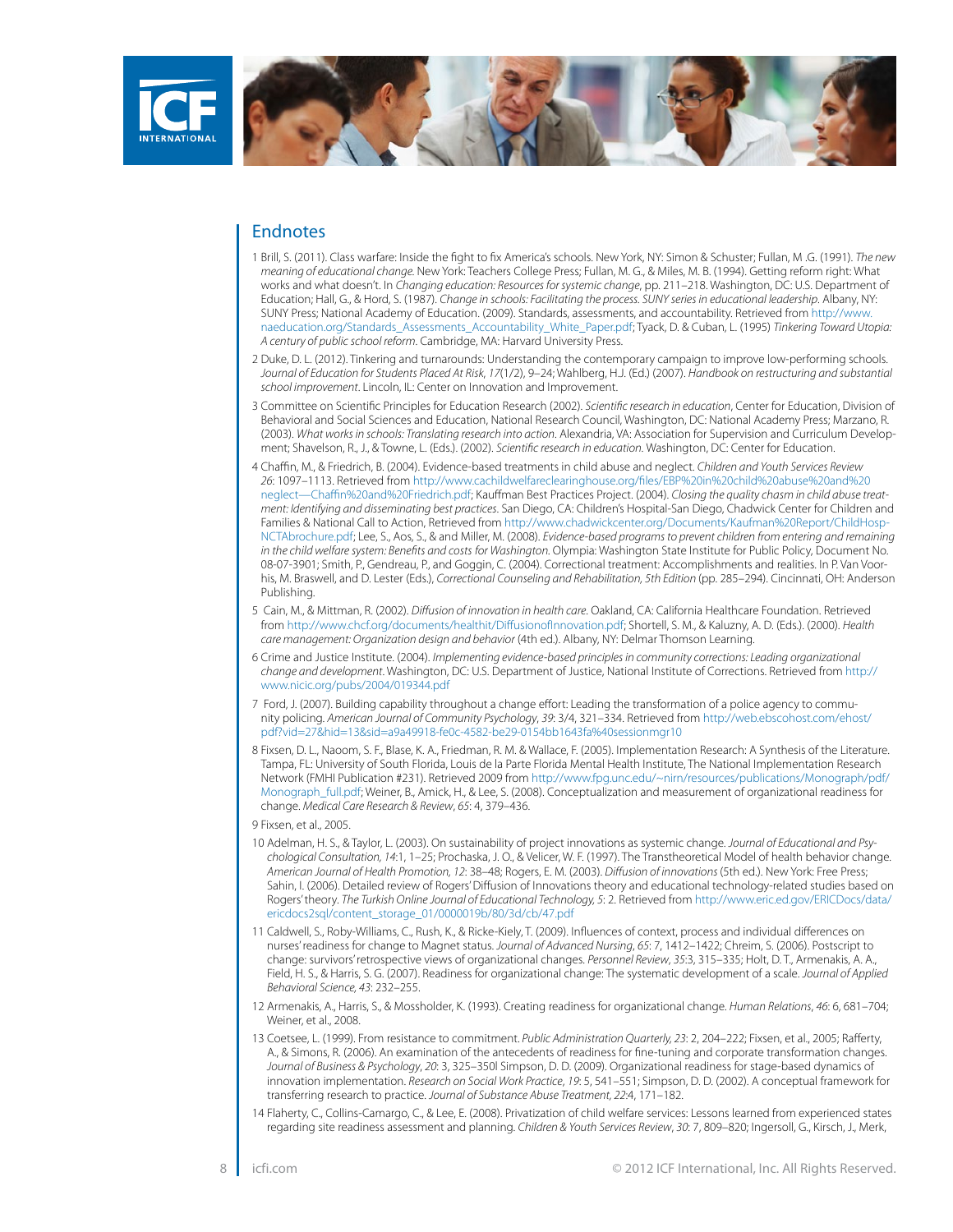## Endnotes

1 Brill, S. (2011). Class warfare: Inside the fight to fix America's schools. New York, NY: Simon & Schuster; Fullan, M .G. (1991). *The new meaning of educational change.* New York: Teachers College Press; Fullan, M. G., & Miles, M. B. (1994). Getting reform right: What works and what doesn't. In *Changing education: Resources for systemic change*, pp. 211–218. Washington, DC: U.S. Department of Education; Hall, G., & Hord, S. (1987). *Change in schools: Facilitating the process. SUNY series in educational leadership*. Albany, NY: SUNY Press; National Academy of Education. (2009). Standards, assessments, and accountability. Retrieved from http://www.naeducation.org/Standards_Assessments_Accountability_White_Paper.pdf; Tyack, D. & Cuban, L. (1995) *Tinkering Toward Utopia: A century of public school reform*. Cambridge, MA: Harvard University Press.

2 Duke, D. L. (2012). Tinkering and turnarounds: Understanding the contemporary campaign to improve low-performing schools. *Journal of Education for Students Placed At Risk, 17*(1/2), 9–24; Wahlberg, H.J. (Ed.) (2007). *Handbook on restructuring and substantial school improvement*. Lincoln, IL: Center on Innovation and Improvement.

3 Committee on Scientific Principles for Education Research (2002). *Scientific research in education*, Center for Education, Division of Behavioral and Social Sciences and Education, National Research Council, Washington, DC: National Academy Press; Marzano, R. (2003). *What works in schools: Translating research into action*. Alexandria, VA: Association for Supervision and Curriculum Development; Shavelson, R., J., & Towne, L. (Eds.). (2002). *Scientific research in education*. Washington, DC: Center for Education.

4 Chaffin, M., & Friedrich, B. (2004). Evidence-based treatments in child abuse and neglect. *Children and Youth Services Review 26*: 1097–1113. Retrieved from http://www.cachildwelfareclearinghouse.org/files/EBP%20in%20child%20abuse%20and%20neglect—Chaffin%20and%20Friedrich.pdf; Kauffman Best Practices Project. (2004). *Closing the quality chasm in child abuse treatment: Identifying and disseminating best practices*. San Diego, CA: Children's Hospital-San Diego, Chadwick Center for Children and Families & National Call to Action, Retrieved from http://www.chadwickcenter.org/Documents/Kaufman%20Report/ChildHosp-NCTAbrochure.pdf; Lee, S., Aos, S., & and Miller, M. (2008). *Evidence-based programs to prevent children from entering and remaining in the child welfare system: Benefits and costs for Washington*. Olympia: Washington State Institute for Public Policy, Document No. 08-07-3901; Smith, P., Gendreau, P., and Goggin, C. (2004). Correctional treatment: Accomplishments and realities. In P. Van Voorhis, M. Braswell, and D. Lester (Eds.), *Correctional Counseling and Rehabilitation, 5th Edition* (pp. 285–294). Cincinnati, OH: Anderson Publishing.

5 Cain, M., & Mittman, R. (2002). *Diffusion of innovation in health care*. Oakland, CA: California Healthcare Foundation. Retrieved from http://www.chcf.org/documents/healthit/DiffusionofInnovation.pdf; Shortell, S. M., & Kaluzny, A. D. (Eds.). (2000). *Health care management: Organization design and behavior* (4th ed.). Albany, NY: Delmar Thomson Learning.

6 Crime and Justice Institute. (2004). *Implementing evidence-based principles in community corrections: Leading organizational change and development*. Washington, DC: U.S. Department of Justice, National Institute of Corrections. Retrieved from http://www.nicic.org/pubs/2004/019344.pdf

7 Ford, J. (2007). Building capability throughout a change effort: Leading the transformation of a police agency to community policing. *American Journal of Community Psychology*, *39*: 3/4, 321–334. Retrieved from http://web.ebscohost.com/ehost/pdf?vid=27&hid=13&sid=a9a49918-fe0c-4582-be29-0154bb1643fa%40sessionmgr10

8 Fixsen, D. L., Naoom, S. F., Blase, K. A., Friedman, R. M. & Wallace, F. (2005). Implementation Research: A Synthesis of the Literature. Tampa, FL: University of South Florida, Louis de la Parte Florida Mental Health Institute, The National Implementation Research Network (FMHI Publication #231). Retrieved 2009 from http://www.fpg.unc.edu/~nirn/resources/publications/Monograph/pdf/Monograph_full.pdf; Weiner, B., Amick, H., & Lee, S. (2008). Conceptualization and measurement of organizational readiness for change. *Medical Care Research & Review*, *65*: 4, 379–436.

9 Fixsen, et al., 2005.

10 Adelman, H. S., & Taylor, L. (2003). On sustainability of project innovations as systemic change. *Journal of Educational and Psychological Consultation, 14*:1, 1–25; Prochaska, J. O., & Velicer, W. F. (1997). The Transtheoretical Model of health behavior change. *American Journal of Health Promotion, 12*: 38–48; Rogers, E. M. (2003). *Diffusion of innovations* (5th ed.). New York: Free Press; Sahin, I. (2006). Detailed review of Rogers' Diffusion of Innovations theory and educational technology-related studies based on Rogers' theory. *The Turkish Online Journal of Educational Technology, 5*: 2. Retrieved from http://www.eric.ed.gov/ERICDocs/data/ericdocs2sql/content_storage_01/0000019b/80/3d/cb/47.pdf

11 Caldwell, S., Roby-Williams, C., Rush, K., & Ricke-Kiely, T. (2009). Influences of context, process and individual differences on nurses' readiness for change to Magnet status. *Journal of Advanced Nursing*, *65*: 7, 1412–1422; Chreim, S. (2006). Postscript to change: survivors' retrospective views of organizational changes. *Personnel Review*, *35*:3, 315–335; Holt, D. T., Armenakis, A. A., Field, H. S., & Harris, S. G. (2007). Readiness for organizational change: The systematic development of a scale. *Journal of Applied Behavioral Science, 43*: 232–255.

12 Armenakis, A., Harris, S., & Mossholder, K. (1993). Creating readiness for organizational change. *Human Relations*, *46*: 6, 681–704; Weiner, et al., 2008.

13 Coetsee, L. (1999). From resistance to commitment. *Public Administration Quarterly, 23*: 2, 204–222; Fixsen, et al., 2005; Rafferty, A., & Simons, R. (2006). An examination of the antecedents of readiness for fine-tuning and corporate transformation changes. *Journal of Business & Psychology*, *20*: 3, 325–350l Simpson, D. D. (2009). Organizational readiness for stage-based dynamics of innovation implementation. *Research on Social Work Practice*, *19*: 5, 541–551; Simpson, D. D. (2002). A conceptual framework for transferring research to practice. *Journal of Substance Abuse Treatment, 22*:4, 171–182.

14 Flaherty, C., Collins-Camargo, C., & Lee, E. (2008). Privatization of child welfare services: Lessons learned from experienced states regarding site readiness assessment and planning. *Children & Youth Services Review*, *30*: 7, 809–820; Ingersoll, G., Kirsch, J., Merk,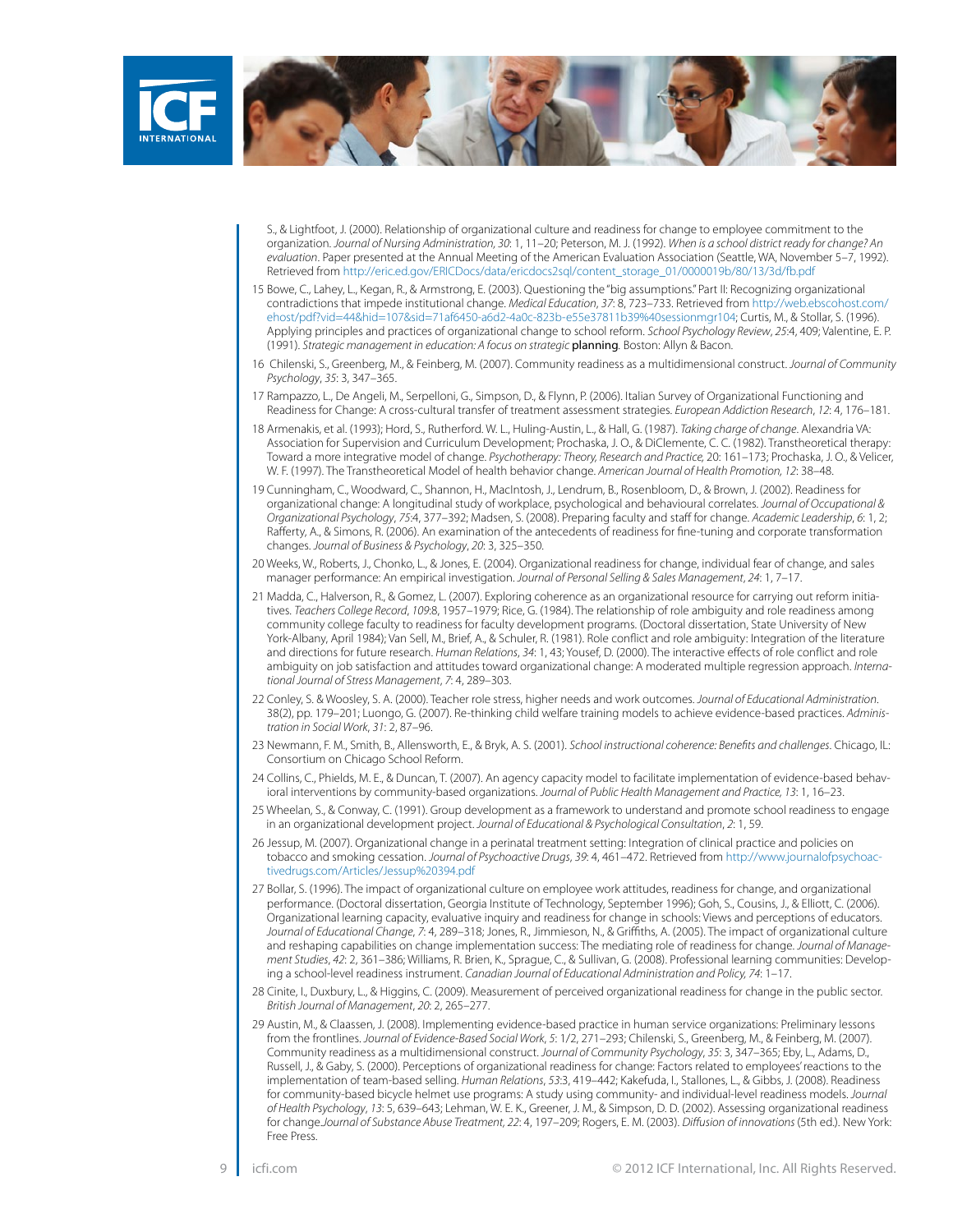S., & Lightfoot, J. (2000). Relationship of organizational culture and readiness for change to employee commitment to the organization. *Journal of Nursing Administration*, *30*: 1, 11–20; Peterson, M. J. (1992). *When is a school district ready for change? An evaluation*. Paper presented at the Annual Meeting of the American Evaluation Association (Seattle, WA, November 5–7, 1992). Retrieved from http://eric.ed.gov/ERICDocs/data/ericdocs2sql/content_storage_01/0000019b/80/13/3d/fb.pdf

15 Bowe, C., Lahey, L., Kegan, R., & Armstrong, E. (2003). Questioning the "big assumptions." Part II: Recognizing organizational contradictions that impede institutional change. *Medical Education*, *37*: 8, 723–733. Retrieved from http://web.ebscohost.com/ehost/pdf?vid=44&hid=107&sid=71af6450-a6d2-4a0c-823b-e55e37811b39%40sessionmgr104; Curtis, M., & Stollar, S. (1996). Applying principles and practices of organizational change to school reform. *School Psychology Review*, *25*:4, 409; Valentine, E. P. (1991). *Strategic management in education: A focus on strategic* **planning**. Boston: Allyn & Bacon.

16 Chilenski, S., Greenberg, M., & Feinberg, M. (2007). Community readiness as a multidimensional construct. *Journal of Community Psychology*, *35*: 3, 347–365.

17 Rampazzo, L., De Angeli, M., Serpelloni, G., Simpson, D., & Flynn, P. (2006). Italian Survey of Organizational Functioning and Readiness for Change: A cross-cultural transfer of treatment assessment strategies. *European Addiction Research*, *12*: 4, 176–181.

18 Armenakis, et al. (1993); Hord, S., Rutherford. W. L., Huling-Austin, L., & Hall, G. (1987). *Taking charge of change*. Alexandria VA: Association for Supervision and Curriculum Development; Prochaska, J. O., & DiClemente, C. C. (1982). Transtheoretical therapy: Toward a more integrative model of change. *Psychotherapy: Theory, Research and Practice,* 20: 161–173; Prochaska, J. O., & Velicer, W. F. (1997). The Transtheoretical Model of health behavior change. *American Journal of Health Promotion, 12*: 38–48.

19 Cunningham, C., Woodward, C., Shannon, H., MacIntosh, J., Lendrum, B., Rosenbloom, D., & Brown, J. (2002). Readiness for organizational change: A longitudinal study of workplace, psychological and behavioural correlates. *Journal of Occupational & Organizational Psychology*, *75*:4, 377–392; Madsen, S. (2008). Preparing faculty and staff for change. *Academic Leadership*, *6*: 1, 2; Rafferty, A., & Simons, R. (2006). An examination of the antecedents of readiness for fine-tuning and corporate transformation changes. *Journal of Business & Psychology*, *20*: 3, 325–350.

20 Weeks, W., Roberts, J., Chonko, L., & Jones, E. (2004). Organizational readiness for change, individual fear of change, and sales manager performance: An empirical investigation. *Journal of Personal Selling & Sales Management*, *24*: 1, 7–17.

21 Madda, C., Halverson, R., & Gomez, L. (2007). Exploring coherence as an organizational resource for carrying out reform initiatives. *Teachers College Record*, *109*:8, 1957–1979; Rice, G. (1984). The relationship of role ambiguity and role readiness among community college faculty to readiness for faculty development programs. (Doctoral dissertation, State University of New York-Albany, April 1984); Van Sell, M., Brief, A., & Schuler, R. (1981). Role conflict and role ambiguity: Integration of the literature and directions for future research. *Human Relations*, *34*: 1, 43; Yousef, D. (2000). The interactive effects of role conflict and role ambiguity on job satisfaction and attitudes toward organizational change: A moderated multiple regression approach. *International Journal of Stress Management*, *7*: 4, 289–303.

22 Conley, S. & Woosley, S. A. (2000). Teacher role stress, higher needs and work outcomes. *Journal of Educational Administration*. 38(2), pp. 179–201; Luongo, G. (2007). Re-thinking child welfare training models to achieve evidence-based practices. *Administration in Social Work*, *31*: 2, 87–96.

23 Newmann, F. M., Smith, B., Allensworth, E., & Bryk, A. S. (2001). *School instructional coherence: Benefits and challenges*. Chicago, IL: Consortium on Chicago School Reform.

24 Collins, C., Phields, M. E., & Duncan, T. (2007). An agency capacity model to facilitate implementation of evidence-based behavioral interventions by community-based organizations. *Journal of Public Health Management and Practice, 13*: 1, 16–23.

25 Wheelan, S., & Conway, C. (1991). Group development as a framework to understand and promote school readiness to engage in an organizational development project. *Journal of Educational & Psychological Consultation*, *2*: 1, 59.

26 Jessup, M. (2007). Organizational change in a perinatal treatment setting: Integration of clinical practice and policies on tobacco and smoking cessation. *Journal of Psychoactive Drugs*, *39*: 4, 461–472. Retrieved from http://www.journalofpsychoactivedrugs.com/Articles/Jessup%20394.pdf

27 Bollar, S. (1996). The impact of organizational culture on employee work attitudes, readiness for change, and organizational performance. (Doctoral dissertation, Georgia Institute of Technology, September 1996); Goh, S., Cousins, J., & Elliott, C. (2006). Organizational learning capacity, evaluative inquiry and readiness for change in schools: Views and perceptions of educators. *Journal of Educational Change*, *7*: 4, 289–318; Jones, R., Jimmieson, N., & Griffiths, A. (2005). The impact of organizational culture and reshaping capabilities on change implementation success: The mediating role of readiness for change. *Journal of Management Studies*, *42*: 2, 361–386; Williams, R. Brien, K., Sprague, C., & Sullivan, G. (2008). Professional learning communities: Developing a school-level readiness instrument. *Canadian Journal of Educational Administration and Policy, 74*: 1–17.

28 Cinite, I., Duxbury, L., & Higgins, C. (2009). Measurement of perceived organizational readiness for change in the public sector. *British Journal of Management*, *20*: 2, 265–277.

29 Austin, M., & Claassen, J. (2008). Implementing evidence-based practice in human service organizations: Preliminary lessons from the frontlines. *Journal of Evidence-Based Social Work*, *5*: 1/2, 271–293; Chilenski, S., Greenberg, M., & Feinberg, M. (2007). Community readiness as a multidimensional construct. *Journal of Community Psychology*, *35*: 3, 347–365; Eby, L., Adams, D., Russell, J., & Gaby, S. (2000). Perceptions of organizational readiness for change: Factors related to employees' reactions to the implementation of team-based selling. *Human Relations*, *53*:3, 419–442; Kakefuda, I., Stallones, L., & Gibbs, J. (2008). Readiness for community-based bicycle helmet use programs: A study using community- and individual-level readiness models. *Journal of Health Psychology*, *13*: 5, 639–643; Lehman, W. E. K., Greener, J. M., & Simpson, D. D. (2002). Assessing organizational readiness for change.*Journal of Substance Abuse Treatment, 22*: 4, 197–209; Rogers, E. M. (2003). *Diffusion of innovations* (5th ed.). New York: Free Press.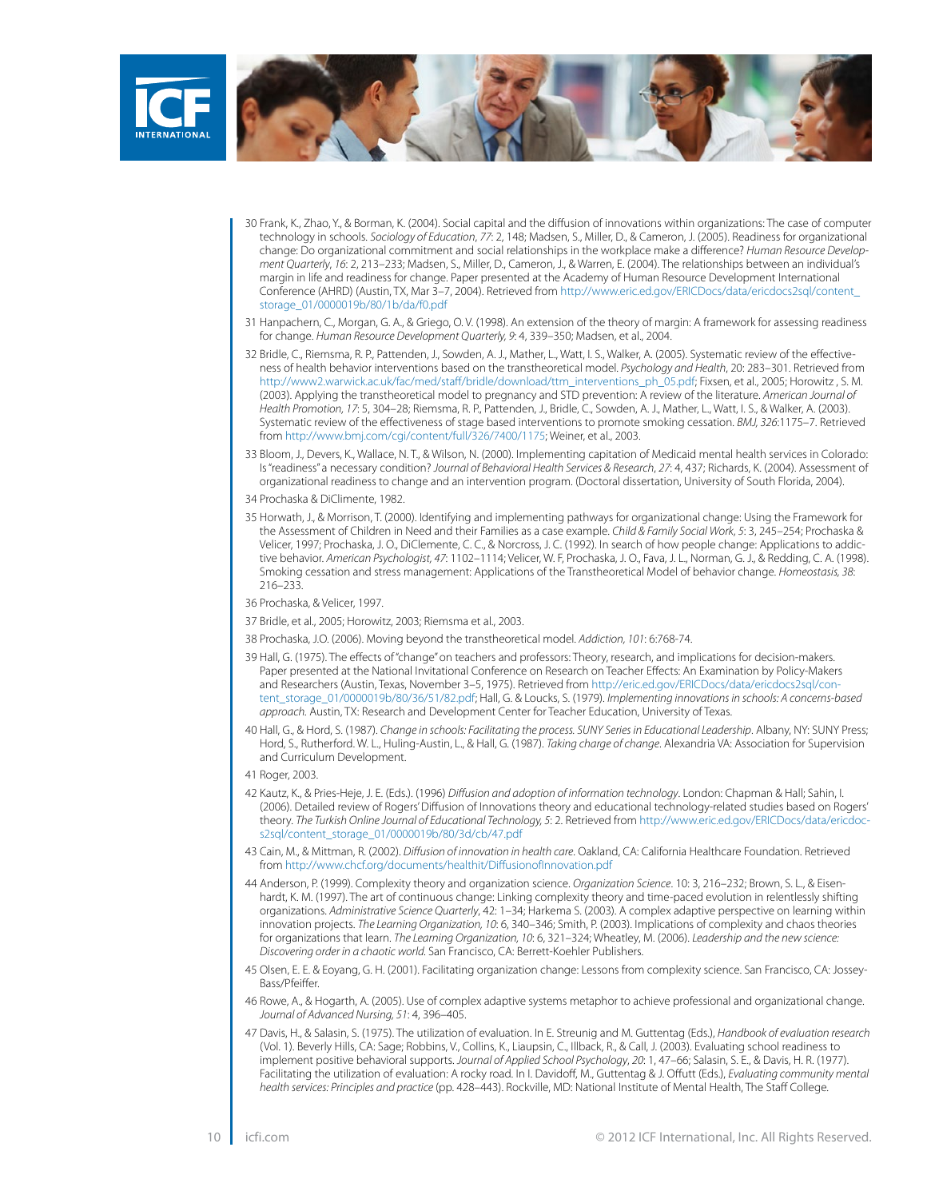30 Frank, K., Zhao, Y., & Borman, K. (2004). Social capital and the diffusion of innovations within organizations: The case of computer technology in schools. *Sociology of Education*, *77*: 2, 148; Madsen, S., Miller, D., & Cameron, J. (2005). Readiness for organizational change: Do organizational commitment and social relationships in the workplace make a difference? *Human Resource Development Quarterly*, *16*: 2, 213–233; Madsen, S., Miller, D., Cameron, J., & Warren, E. (2004). The relationships between an individual's margin in life and readiness for change. Paper presented at the Academy of Human Resource Development International Conference (AHRD) (Austin, TX, Mar 3–7, 2004). Retrieved from http://www.eric.ed.gov/ERICDocs/data/ericdocs2sql/content_storage_01/0000019b/80/1b/da/f0.pdf

31 Hanpachern, C., Morgan, G. A., & Griego, O. V. (1998). An extension of the theory of margin: A framework for assessing readiness for change. *Human Resource Development Quarterly, 9*: 4, 339–350; Madsen, et al., 2004.

32 Bridle, C., Riemsma, R. P., Pattenden, J., Sowden, A. J., Mather, L., Watt, I. S., Walker, A. (2005). Systematic review of the effectiveness of health behavior interventions based on the transtheoretical model. *Psychology and Health*, 20: 283–301. Retrieved from http://www2.warwick.ac.uk/fac/med/staff/bridle/download/ttm_interventions_ph_05.pdf; Fixsen, et al., 2005; Horowitz , S. M. (2003). Applying the transtheoretical model to pregnancy and STD prevention: A review of the literature. *American Journal of Health Promotion, 17*: 5, 304–28; Riemsma, R. P., Pattenden, J., Bridle, C., Sowden, A. J., Mather, L., Watt, I. S., & Walker, A. (2003). Systematic review of the effectiveness of stage based interventions to promote smoking cessation. *BMJ, 326*:1175–7. Retrieved from http://www.bmj.com/cgi/content/full/326/7400/1175; Weiner, et al., 2003.

33 Bloom, J., Devers, K., Wallace, N. T., & Wilson, N. (2000). Implementing capitation of Medicaid mental health services in Colorado: Is "readiness" a necessary condition? *Journal of Behavioral Health Services & Research*, *27*: 4, 437; Richards, K. (2004). Assessment of organizational readiness to change and an intervention program. (Doctoral dissertation, University of South Florida, 2004).

34 Prochaska & DiClimente, 1982.

35 Horwath, J., & Morrison, T. (2000). Identifying and implementing pathways for organizational change: Using the Framework for the Assessment of Children in Need and their Families as a case example. *Child & Family Social Work*, *5*: 3, 245–254; Prochaska & Velicer, 1997; Prochaska, J. O., DiClemente, C. C., & Norcross, J. C. (1992). In search of how people change: Applications to addictive behavior. *American Psychologist*, *47*: 1102–1114; Velicer, W. F, Prochaska, J. O., Fava, J. L., Norman, G. J., & Redding, C. A. (1998). Smoking cessation and stress management: Applications of the Transtheoretical Model of behavior change. *Homeostasis, 38*: 216–233.

36 Prochaska, & Velicer, 1997.

37 Bridle, et al., 2005; Horowitz, 2003; Riemsma et al., 2003.

38 Prochaska, J.O. (2006). Moving beyond the transtheoretical model. *Addiction, 101*: 6:768-74.

39 Hall, G. (1975). The effects of "change" on teachers and professors: Theory, research, and implications for decision-makers. Paper presented at the National Invitational Conference on Research on Teacher Effects: An Examination by Policy-Makers and Researchers (Austin, Texas, November 3–5, 1975). Retrieved from http://eric.ed.gov/ERICDocs/data/ericdocs2sql/content_storage_01/0000019b/80/36/51/82.pdf; Hall, G. & Loucks, S. (1979). *Implementing innovations in schools: A concerns-based approach.* Austin, TX: Research and Development Center for Teacher Education, University of Texas.

40 Hall, G., & Hord, S. (1987). *Change in schools: Facilitating the process. SUNY Series in Educational Leadership.* Albany, NY: SUNY Press; Hord, S., Rutherford. W. L., Huling-Austin, L., & Hall, G. (1987). *Taking charge of change.* Alexandria VA: Association for Supervision and Curriculum Development.

41 Roger, 2003.

42 Kautz, K., & Pries-Heje, J. E. (Eds.). (1996) *Diffusion and adoption of information technology*. London: Chapman & Hall; Sahin, I. (2006). Detailed review of Rogers' Diffusion of Innovations theory and educational technology-related studies based on Rogers' theory. *The Turkish Online Journal of Educational Technology, 5*: 2. Retrieved from http://www.eric.ed.gov/ERICDocs/data/ericdocs2sql/content_storage_01/0000019b/80/3d/cb/47.pdf

43 Cain, M., & Mittman, R. (2002). *Diffusion of innovation in health care*. Oakland, CA: California Healthcare Foundation. Retrieved from http://www.chcf.org/documents/healthit/DiffusionofInnovation.pdf

44 Anderson, P. (1999). Complexity theory and organization science. *Organization Science*. 10: 3, 216–232; Brown, S. L., & Eisenhardt, K. M. (1997). The art of continuous change: Linking complexity theory and time-paced evolution in relentlessly shifting organizations. *Administrative Science Quarterly*, 42: 1–34; Harkema S. (2003). A complex adaptive perspective on learning within innovation projects. *The Learning Organization, 10*: 6, 340–346; Smith, P. (2003). Implications of complexity and chaos theories for organizations that learn. *The Learning Organization, 10*: 6, 321–324; Wheatley, M. (2006). *Leadership and the new science: Discovering order in a chaotic world.* San Francisco, CA: Berrett-Koehler Publishers.

45 Olsen, E. E. & Eoyang, G. H. (2001). Facilitating organization change: Lessons from complexity science. San Francisco, CA: Jossey-Bass/Pfeiffer.

46 Rowe, A., & Hogarth, A. (2005). Use of complex adaptive systems metaphor to achieve professional and organizational change. *Journal of Advanced Nursing, 51*: 4, 396–405.

47 Davis, H., & Salasin, S. (1975). The utilization of evaluation. In E. Streunig and M. Guttentag (Eds.), *Handbook of evaluation research* (Vol. 1). Beverly Hills, CA: Sage; Robbins, V., Collins, K., Liaupsin, C., Illback, R., & Call, J. (2003). Evaluating school readiness to implement positive behavioral supports. *Journal of Applied School Psychology*, *20*: 1, 47–66; Salasin, S. E., & Davis, H. R. (1977). Facilitating the utilization of evaluation: A rocky road. In I. Davidoff, M., Guttentag & J. Offutt (Eds.), *Evaluating community mental health services: Principles and practice* (pp. 428–443). Rockville, MD: National Institute of Mental Health, The Staff College.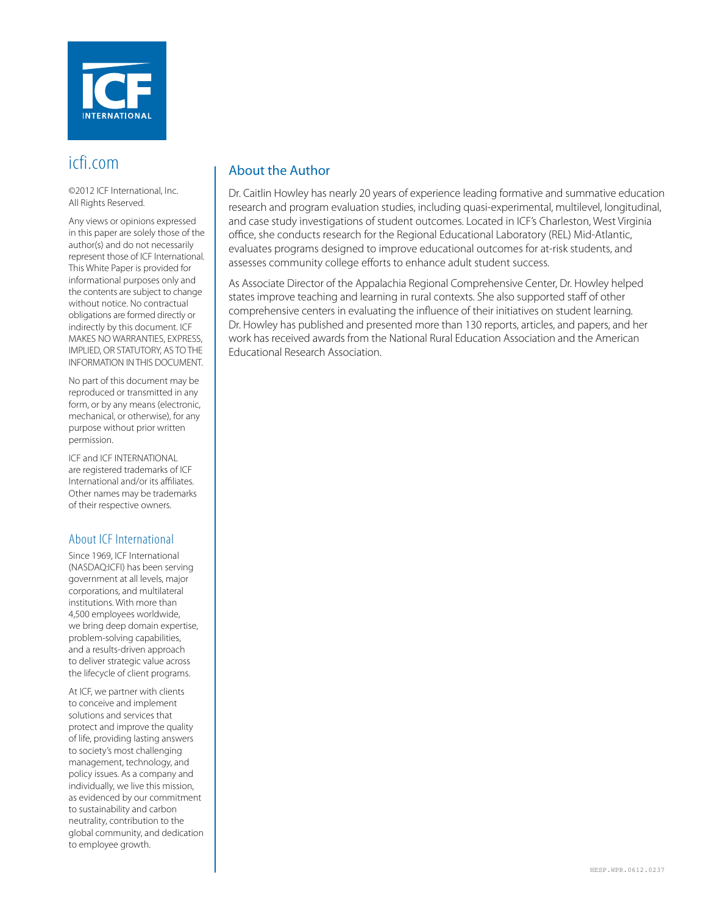icfi.com

©2012 ICF International, Inc.
All Rights Reserved.

Any views or opinions expressed in this paper are solely those of the author(s) and do not necessarily represent those of ICF International. This White Paper is provided for informational purposes only and the contents are subject to change without notice. No contractual obligations are formed directly or indirectly by this document. ICF MAKES NO WARRANTIES, EXPRESS, IMPLIED, OR STATUTORY, AS TO THE INFORMATION IN THIS DOCUMENT.

No part of this document may be reproduced or transmitted in any form, or by any means (electronic, mechanical, or otherwise), for any purpose without prior written permission.

ICF and ICF INTERNATIONAL are registered trademarks of ICF International and/or its affiliates. Other names may be trademarks of their respective owners.

## About ICF International

Since 1969, ICF International (NASDAQ:ICFI) has been serving government at all levels, major corporations, and multilateral institutions. With more than 4,500 employees worldwide, we bring deep domain expertise, problem-solving capabilities, and a results-driven approach to deliver strategic value across the lifecycle of client programs.

At ICF, we partner with clients to conceive and implement solutions and services that protect and improve the quality of life, providing lasting answers to society's most challenging management, technology, and policy issues. As a company and individually, we live this mission, as evidenced by our commitment to sustainability and carbon neutrality, contribution to the global community, and dedication to employee growth.

## About the Author

Dr. Caitlin Howley has nearly 20 years of experience leading formative and summative education research and program evaluation studies, including quasi-experimental, multilevel, longitudinal, and case study investigations of student outcomes. Located in ICF's Charleston, West Virginia office, she conducts research for the Regional Educational Laboratory (REL) Mid-Atlantic, evaluates programs designed to improve educational outcomes for at-risk students, and assesses community college efforts to enhance adult student success.

As Associate Director of the Appalachia Regional Comprehensive Center, Dr. Howley helped states improve teaching and learning in rural contexts. She also supported staff of other comprehensive centers in evaluating the influence of their initiatives on student learning. Dr. Howley has published and presented more than 130 reports, articles, and papers, and her work has received awards from the National Rural Education Association and the American Educational Research Association.

HESP.WPR.0612.0237